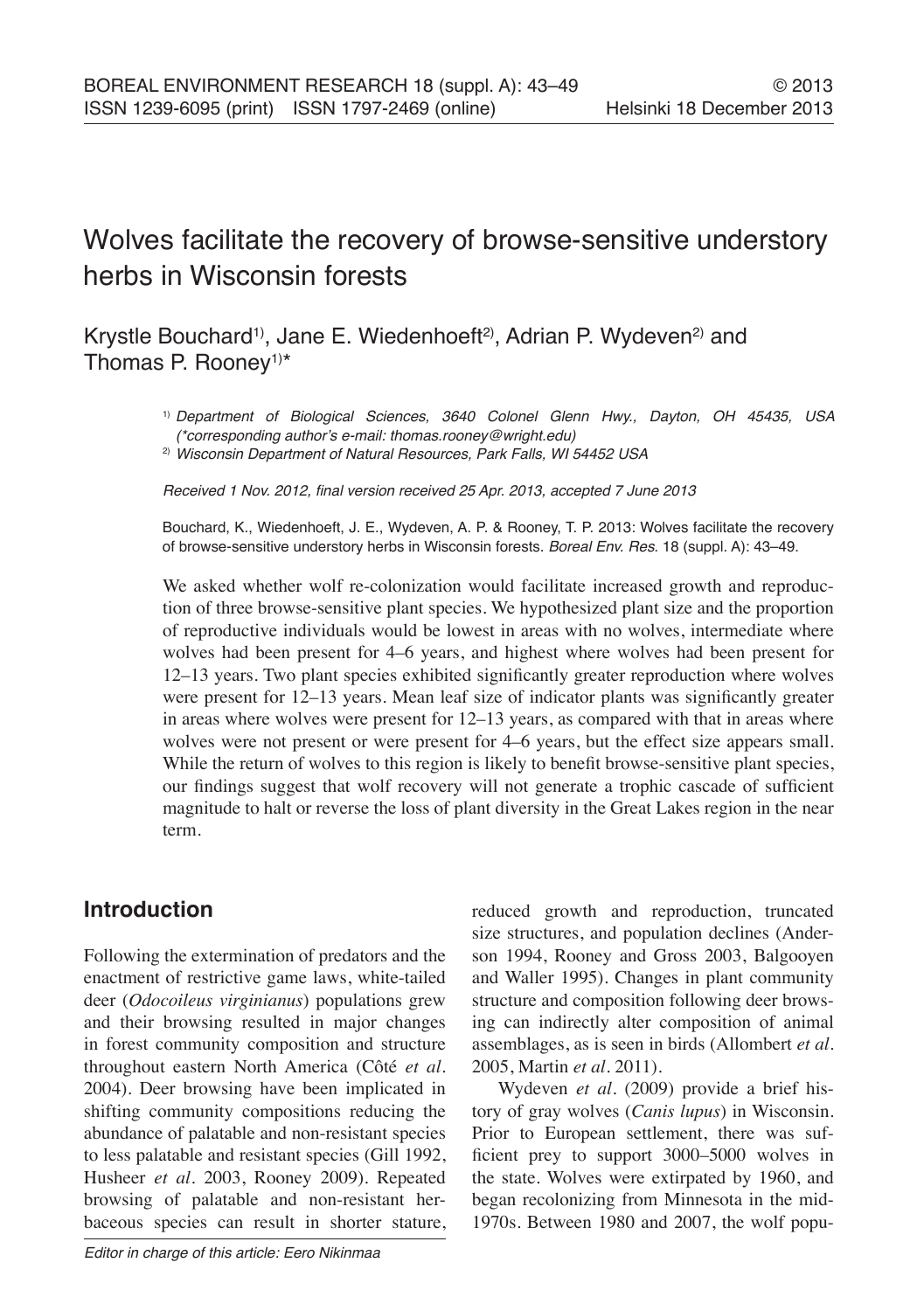# Wolves facilitate the recovery of browse-sensitive understory herbs in Wisconsin forests

Krystle Bouchard[1], Jane E. Wiedenhoeft[2], Adrian P. Wydeven[2] and Thomas P. Rooney[1]*

[1] *Department of Biological Sciences, 3640 Colonel Glenn Hwy., Dayton, OH 45435, USA (\*corresponding author's e-mail: thomas.rooney@wright.edu)*

[2] *Wisconsin Department of Natural Resources, Park Falls, WI 54452 USA*

*Received 1 Nov. 2012, final version received 25 Apr. 2013, accepted 7 June 2013*

Bouchard, K., Wiedenhoeft, J. E., Wydeven, A. P. & Rooney, T. P. 2013: Wolves facilitate the recovery of browse-sensitive understory herbs in Wisconsin forests. *Boreal Env. Res.* 18 (suppl. A): 43–49.

We asked whether wolf re-colonization would facilitate increased growth and reproduction of three browse-sensitive plant species. We hypothesized plant size and the proportion of reproductive individuals would be lowest in areas with no wolves, intermediate where wolves had been present for 4–6 years, and highest where wolves had been present for 12–13 years. Two plant species exhibited significantly greater reproduction where wolves were present for 12–13 years. Mean leaf size of indicator plants was significantly greater in areas where wolves were present for 12–13 years, as compared with that in areas where wolves were not present or were present for 4–6 years, but the effect size appears small. While the return of wolves to this region is likely to benefit browse-sensitive plant species, our findings suggest that wolf recovery will not generate a trophic cascade of sufficient magnitude to halt or reverse the loss of plant diversity in the Great Lakes region in the near term.

## Introduction

Following the extermination of predators and the enactment of restrictive game laws, white-tailed deer (*Odocoileus virginianus*) populations grew and their browsing resulted in major changes in forest community composition and structure throughout eastern North America (Côté *et al.* 2004). Deer browsing have been implicated in shifting community compositions reducing the abundance of palatable and non-resistant species to less palatable and resistant species (Gill 1992, Husheer *et al.* 2003, Rooney 2009). Repeated browsing of palatable and non-resistant herbaceous species can result in shorter stature, reduced growth and reproduction, truncated size structures, and population declines (Anderson 1994, Rooney and Gross 2003, Balgooyen and Waller 1995). Changes in plant community structure and composition following deer browsing can indirectly alter composition of animal assemblages, as is seen in birds (Allombert *et al.* 2005, Martin *et al.* 2011).

Wydeven *et al.* (2009) provide a brief history of gray wolves (*Canis lupus*) in Wisconsin. Prior to European settlement, there was sufficient prey to support 3000–5000 wolves in the state. Wolves were extirpated by 1960, and began recolonizing from Minnesota in the mid-1970s. Between 1980 and 2007, the wolf popu-

*Editor in charge of this article: Eero Nikinmaa*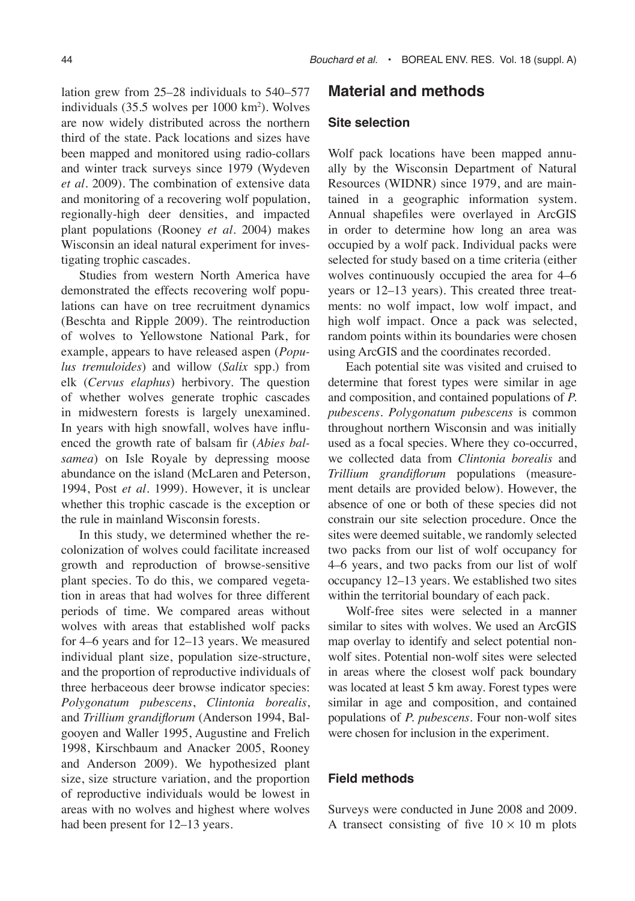lation grew from 25–28 individuals to 540–577 individuals (35.5 wolves per 1000 km$^2$). Wolves are now widely distributed across the northern third of the state. Pack locations and sizes have been mapped and monitored using radio-collars and winter track surveys since 1979 (Wydeven *et al.* 2009). The combination of extensive data and monitoring of a recovering wolf population, regionally-high deer densities, and impacted plant populations (Rooney *et al.* 2004) makes Wisconsin an ideal natural experiment for investigating trophic cascades.

Studies from western North America have demonstrated the effects recovering wolf populations can have on tree recruitment dynamics (Beschta and Ripple 2009). The reintroduction of wolves to Yellowstone National Park, for example, appears to have released aspen (*Populus tremuloides*) and willow (*Salix* spp.) from elk (*Cervus elaphus*) herbivory. The question of whether wolves generate trophic cascades in midwestern forests is largely unexamined. In years with high snowfall, wolves have influenced the growth rate of balsam fir (*Abies balsamea*) on Isle Royale by depressing moose abundance on the island (McLaren and Peterson, 1994, Post *et al.* 1999). However, it is unclear whether this trophic cascade is the exception or the rule in mainland Wisconsin forests.

In this study, we determined whether the recolonization of wolves could facilitate increased growth and reproduction of browse-sensitive plant species. To do this, we compared vegetation in areas that had wolves for three different periods of time. We compared areas without wolves with areas that established wolf packs for 4–6 years and for 12–13 years. We measured individual plant size, population size-structure, and the proportion of reproductive individuals of three herbaceous deer browse indicator species: *Polygonatum pubescens*, *Clintonia borealis*, and *Trillium grandiflorum* (Anderson 1994, Balgooyen and Waller 1995, Augustine and Frelich 1998, Kirschbaum and Anacker 2005, Rooney and Anderson 2009). We hypothesized plant size, size structure variation, and the proportion of reproductive individuals would be lowest in areas with no wolves and highest where wolves had been present for 12–13 years.

## Material and methods

### Site selection

Wolf pack locations have been mapped annually by the Wisconsin Department of Natural Resources (WIDNR) since 1979, and are maintained in a geographic information system. Annual shapefiles were overlayed in ArcGIS in order to determine how long an area was occupied by a wolf pack. Individual packs were selected for study based on a time criteria (either wolves continuously occupied the area for 4–6 years or 12–13 years). This created three treatments: no wolf impact, low wolf impact, and high wolf impact. Once a pack was selected, random points within its boundaries were chosen using ArcGIS and the coordinates recorded.

Each potential site was visited and cruised to determine that forest types were similar in age and composition, and contained populations of *P. pubescens*. *Polygonatum pubescens* is common throughout northern Wisconsin and was initially used as a focal species. Where they co-occurred, we collected data from *Clintonia borealis* and *Trillium grandiflorum* populations (measurement details are provided below). However, the absence of one or both of these species did not constrain our site selection procedure. Once the sites were deemed suitable, we randomly selected two packs from our list of wolf occupancy for 4–6 years, and two packs from our list of wolf occupancy 12–13 years. We established two sites within the territorial boundary of each pack.

Wolf-free sites were selected in a manner similar to sites with wolves. We used an ArcGIS map overlay to identify and select potential non-wolf sites. Potential non-wolf sites were selected in areas where the closest wolf pack boundary was located at least 5 km away. Forest types were similar in age and composition, and contained populations of *P. pubescens*. Four non-wolf sites were chosen for inclusion in the experiment.

### Field methods

Surveys were conducted in June 2008 and 2009. A transect consisting of five 10 × 10 m plots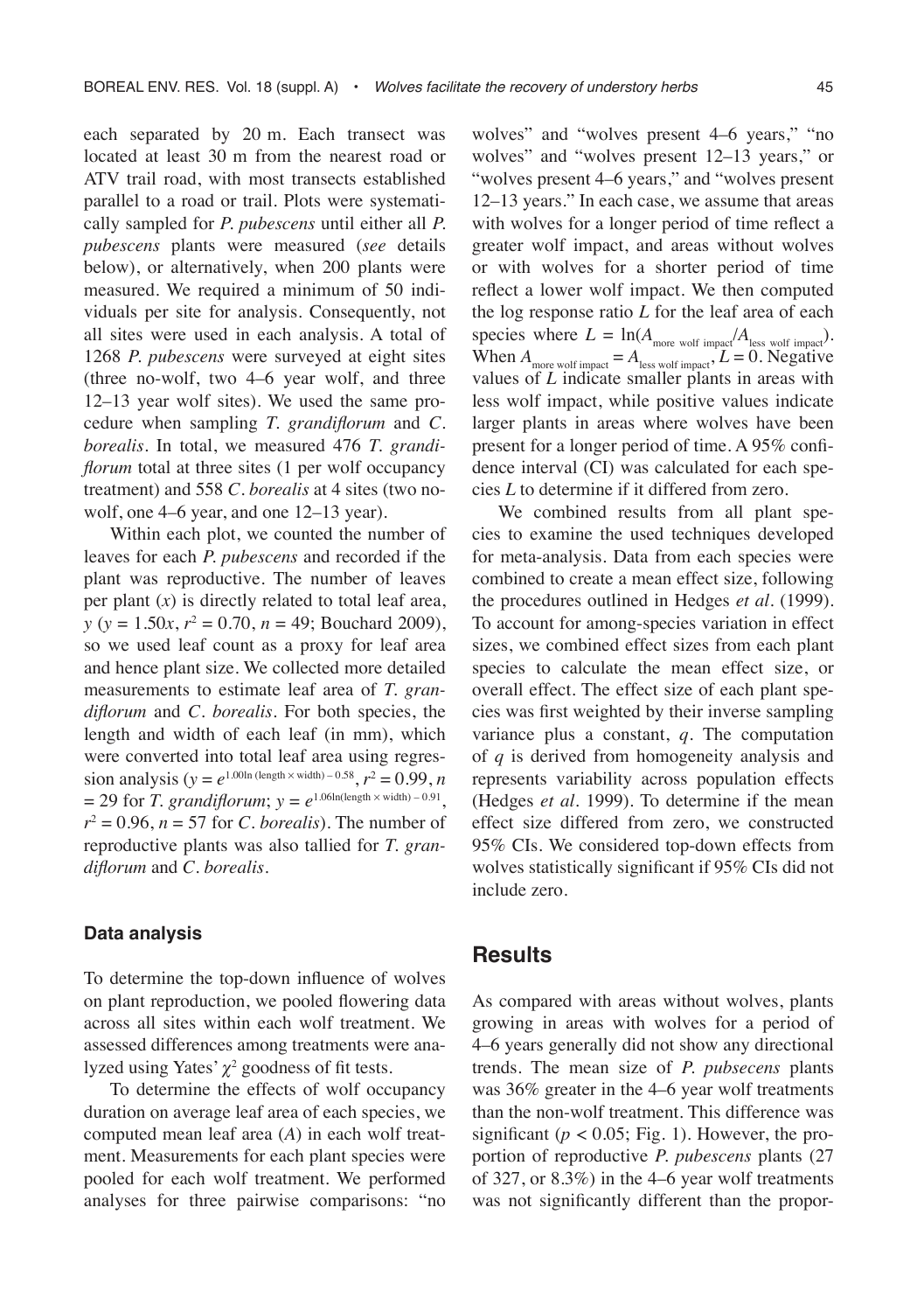each separated by 20 m. Each transect was located at least 30 m from the nearest road or ATV trail road, with most transects established parallel to a road or trail. Plots were systematically sampled for *P. pubescens* until either all *P. pubescens* plants were measured (*see* details below), or alternatively, when 200 plants were measured. We required a minimum of 50 individuals per site for analysis. Consequently, not all sites were used in each analysis. A total of 1268 *P. pubescens* were surveyed at eight sites (three no-wolf, two 4–6 year wolf, and three 12–13 year wolf sites). We used the same procedure when sampling *T. grandiflorum* and *C. borealis*. In total, we measured 476 *T. grandiflorum* total at three sites (1 per wolf occupancy treatment) and 558 *C. borealis* at 4 sites (two no-wolf, one 4–6 year, and one 12–13 year).

Within each plot, we counted the number of leaves for each *P. pubescens* and recorded if the plant was reproductive. The number of leaves per plant ($x$) is directly related to total leaf area, $y$ ($y = 1.50x$, $r^2 = 0.70$, $n = 49$; Bouchard 2009), so we used leaf count as a proxy for leaf area and hence plant size. We collected more detailed measurements to estimate leaf area of *T. grandiflorum* and *C. borealis*. For both species, the length and width of each leaf (in mm), which were converted into total leaf area using regression analysis ($y = e^{1.00\ln(\text{length} \times \text{width}) - 0.58}$, $r^2 = 0.99$, $n = 29$ for *T. grandiflorum*; $y = e^{1.06\ln(\text{length} \times \text{width}) - 0.91}$, $r^2 = 0.96$, $n = 57$ for *C. borealis*). The number of reproductive plants was also tallied for *T. grandiflorum* and *C. borealis*.

### Data analysis

To determine the top-down influence of wolves on plant reproduction, we pooled flowering data across all sites within each wolf treatment. We assessed differences among treatments were analyzed using Yates' $\chi^2$ goodness of fit tests.

To determine the effects of wolf occupancy duration on average leaf area of each species, we computed mean leaf area ($A$) in each wolf treatment. Measurements for each plant species were pooled for each wolf treatment. We performed analyses for three pairwise comparisons: "no wolves" and "wolves present 4–6 years," "no wolves" and "wolves present 12–13 years," or "wolves present 4–6 years," and "wolves present 12–13 years." In each case, we assume that areas with wolves for a longer period of time reflect a greater wolf impact, and areas without wolves or with wolves for a shorter period of time reflect a lower wolf impact. We then computed the log response ratio $L$ for the leaf area of each species where $L = \ln(A_{\text{more wolf impact}}/A_{\text{less wolf impact}})$. When $A_{\text{more wolf impact}} = A_{\text{less wolf impact}}$, $L = 0$. Negative values of $L$ indicate smaller plants in areas with less wolf impact, while positive values indicate larger plants in areas where wolves have been present for a longer period of time. A 95% confidence interval (CI) was calculated for each species $L$ to determine if it differed from zero.

We combined results from all plant species to examine the used techniques developed for meta-analysis. Data from each species were combined to create a mean effect size, following the procedures outlined in Hedges *et al*. (1999). To account for among-species variation in effect sizes, we combined effect sizes from each plant species to calculate the mean effect size, or overall effect. The effect size of each plant species was first weighted by their inverse sampling variance plus a constant, $q$. The computation of $q$ is derived from homogeneity analysis and represents variability across population effects (Hedges *et al*. 1999). To determine if the mean effect size differed from zero, we constructed 95% CIs. We considered top-down effects from wolves statistically significant if 95% CIs did not include zero.

## Results

As compared with areas without wolves, plants growing in areas with wolves for a period of 4–6 years generally did not show any directional trends. The mean size of *P. pubsecens* plants was 36% greater in the 4–6 year wolf treatments than the non-wolf treatment. This difference was significant ($p < 0.05$; Fig. 1). However, the proportion of reproductive *P. pubescens* plants (27 of 327, or 8.3%) in the 4–6 year wolf treatments was not significantly different than the propor-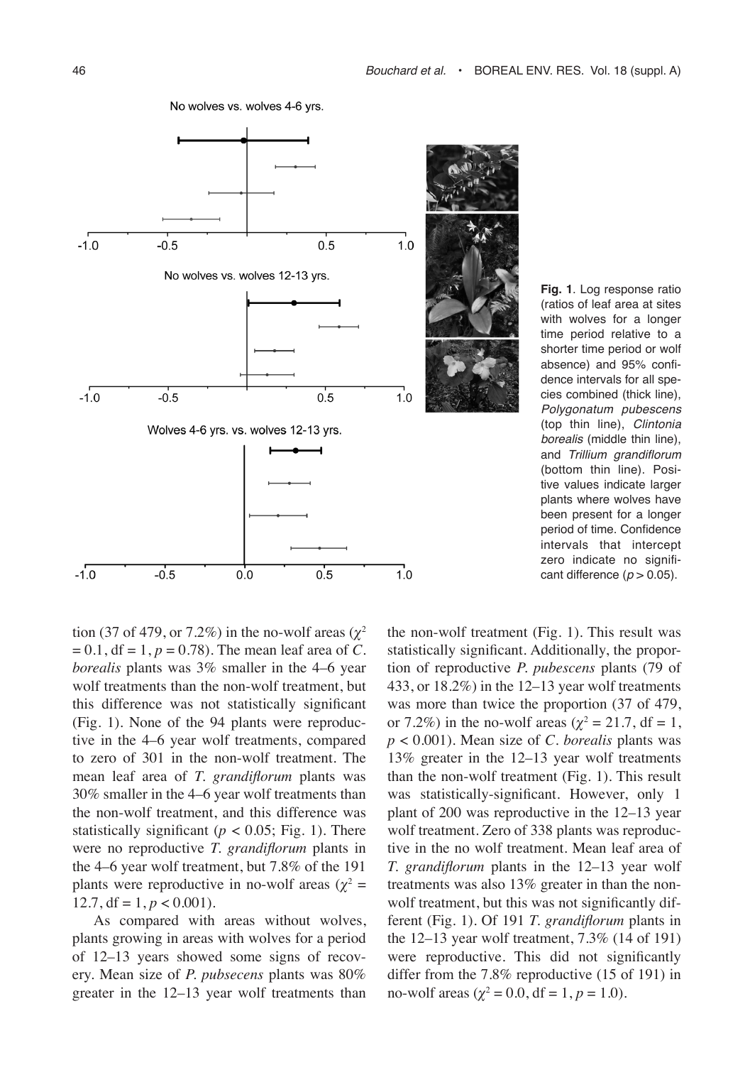**Fig. 1**. Log response ratio (ratios of leaf area at sites with wolves for a longer time period relative to a shorter time period or wolf absence) and 95% confidence intervals for all species combined (thick line), *Polygonatum pubescens* (top thin line), *Clintonia borealis* (middle thin line), and *Trillium grandiflorum* (bottom thin line). Positive values indicate larger plants where wolves have been present for a longer period of time. Confidence intervals that intercept zero indicate no significant difference ($p > 0.05$).

tion (37 of 479, or 7.2%) in the no-wolf areas ($\chi^2 = 0.1$, df = 1, $p = 0.78$). The mean leaf area of *C. borealis* plants was 3% smaller in the 4–6 year wolf treatments than the non-wolf treatment, but this difference was not statistically significant (Fig. 1). None of the 94 plants were reproductive in the 4–6 year wolf treatments, compared to zero of 301 in the non-wolf treatment. The mean leaf area of *T. grandiflorum* plants was 30% smaller in the 4–6 year wolf treatments than the non-wolf treatment, and this difference was statistically significant ($p < 0.05$; Fig. 1). There were no reproductive *T. grandiflorum* plants in the 4–6 year wolf treatment, but 7.8% of the 191 plants were reproductive in no-wolf areas ($\chi^2 = 12.7$, df = 1, $p < 0.001$).

As compared with areas without wolves, plants growing in areas with wolves for a period of 12–13 years showed some signs of recovery. Mean size of *P. pubsecens* plants was 80% greater in the 12–13 year wolf treatments than the non-wolf treatment (Fig. 1). This result was statistically significant. Additionally, the proportion of reproductive *P. pubescens* plants (79 of 433, or 18.2%) in the 12–13 year wolf treatments was more than twice the proportion (37 of 479, or 7.2%) in the no-wolf areas ($\chi^2 = 21.7$, df = 1, $p < 0.001$). Mean size of *C. borealis* plants was 13% greater in the 12–13 year wolf treatments than the non-wolf treatment (Fig. 1). This result was statistically-significant. However, only 1 plant of 200 was reproductive in the 12–13 year wolf treatment. Zero of 338 plants was reproductive in the no wolf treatment. Mean leaf area of *T. grandiflorum* plants in the 12–13 year wolf treatments was also 13% greater in than the non-wolf treatment, but this was not significantly different (Fig. 1). Of 191 *T. grandiflorum* plants in the 12–13 year wolf treatment, 7.3% (14 of 191) were reproductive. This did not significantly differ from the 7.8% reproductive (15 of 191) in no-wolf areas ($\chi^2 = 0.0$, df = 1, $p = 1.0$).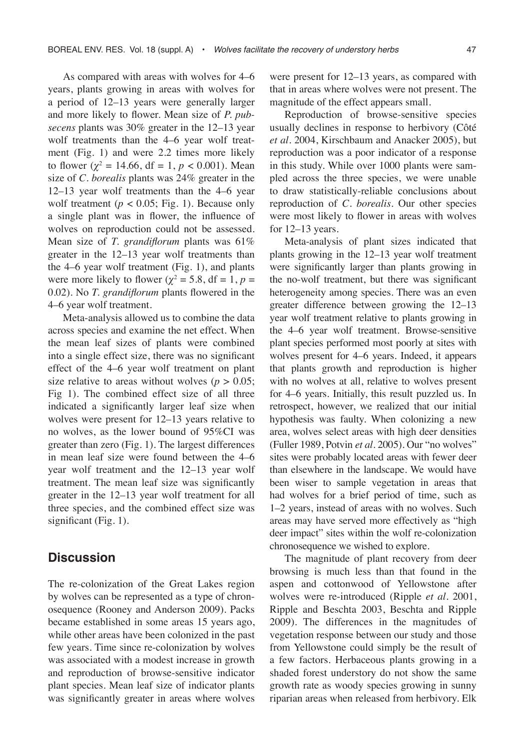As compared with areas with wolves for 4–6 years, plants growing in areas with wolves for a period of 12–13 years were generally larger and more likely to flower. Mean size of *P. pubsecens* plants was 30% greater in the 12–13 year wolf treatments than the 4–6 year wolf treatment (Fig. 1) and were 2.2 times more likely to flower ($\chi^2 = 14.66$, df = 1, $p < 0.001$). Mean size of *C. borealis* plants was 24% greater in the 12–13 year wolf treatments than the 4–6 year wolf treatment ($p < 0.05$; Fig. 1). Because only a single plant was in flower, the influence of wolves on reproduction could not be assessed. Mean size of *T. grandiflorum* plants was 61% greater in the 12–13 year wolf treatments than the 4–6 year wolf treatment (Fig. 1), and plants were more likely to flower ($\chi^2 = 5.8$, df = 1, $p = 0.02$). No *T. grandiflorum* plants flowered in the 4–6 year wolf treatment.

Meta-analysis allowed us to combine the data across species and examine the net effect. When the mean leaf sizes of plants were combined into a single effect size, there was no significant effect of the 4–6 year wolf treatment on plant size relative to areas without wolves ($p > 0.05$; Fig 1). The combined effect size of all three indicated a significantly larger leaf size when wolves were present for 12–13 years relative to no wolves, as the lower bound of 95%CI was greater than zero (Fig. 1). The largest differences in mean leaf size were found between the 4–6 year wolf treatment and the 12–13 year wolf treatment. The mean leaf size was significantly greater in the 12–13 year wolf treatment for all three species, and the combined effect size was significant (Fig. 1).

## Discussion

The re-colonization of the Great Lakes region by wolves can be represented as a type of chronosequence (Rooney and Anderson 2009). Packs became established in some areas 15 years ago, while other areas have been colonized in the past few years. Time since re-colonization by wolves was associated with a modest increase in growth and reproduction of browse-sensitive indicator plant species. Mean leaf size of indicator plants was significantly greater in areas where wolves were present for 12–13 years, as compared with that in areas where wolves were not present. The magnitude of the effect appears small.

Reproduction of browse-sensitive species usually declines in response to herbivory (Côté *et al.* 2004, Kirschbaum and Anacker 2005), but reproduction was a poor indicator of a response in this study. While over 1000 plants were sampled across the three species, we were unable to draw statistically-reliable conclusions about reproduction of *C. borealis*. Our other species were most likely to flower in areas with wolves for 12–13 years.

Meta-analysis of plant sizes indicated that plants growing in the 12–13 year wolf treatment were significantly larger than plants growing in the no-wolf treatment, but there was significant heterogeneity among species. There was an even greater difference between growing the 12–13 year wolf treatment relative to plants growing in the 4–6 year wolf treatment. Browse-sensitive plant species performed most poorly at sites with wolves present for 4–6 years. Indeed, it appears that plants growth and reproduction is higher with no wolves at all, relative to wolves present for 4–6 years. Initially, this result puzzled us. In retrospect, however, we realized that our initial hypothesis was faulty. When colonizing a new area, wolves select areas with high deer densities (Fuller 1989, Potvin *et al.* 2005). Our "no wolves" sites were probably located areas with fewer deer than elsewhere in the landscape. We would have been wiser to sample vegetation in areas that had wolves for a brief period of time, such as 1–2 years, instead of areas with no wolves. Such areas may have served more effectively as "high deer impact" sites within the wolf re-colonization chronosequence we wished to explore.

The magnitude of plant recovery from deer browsing is much less than that found in the aspen and cottonwood of Yellowstone after wolves were re-introduced (Ripple *et al.* 2001, Ripple and Beschta 2003, Beschta and Ripple 2009). The differences in the magnitudes of vegetation response between our study and those from Yellowstone could simply be the result of a few factors. Herbaceous plants growing in a shaded forest understory do not show the same growth rate as woody species growing in sunny riparian areas when released from herbivory. Elk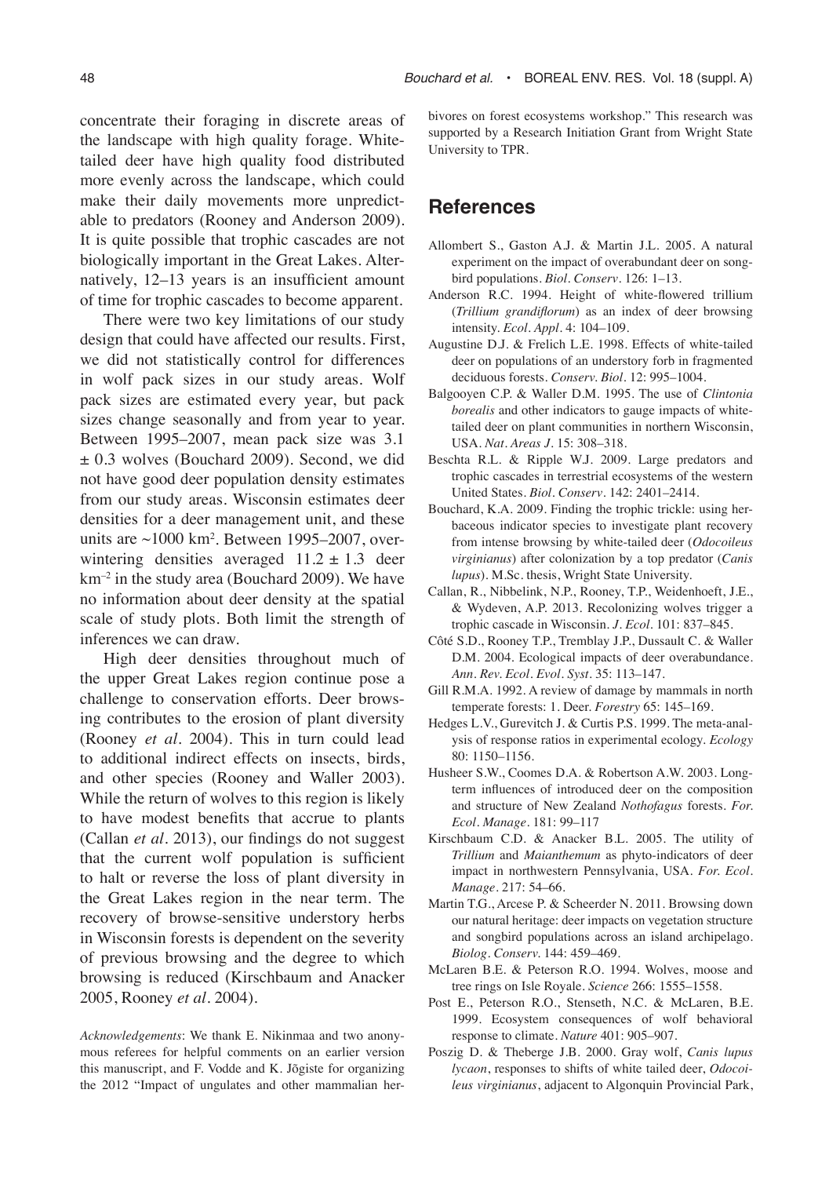concentrate their foraging in discrete areas of the landscape with high quality forage. White-tailed deer have high quality food distributed more evenly across the landscape, which could make their daily movements more unpredictable to predators (Rooney and Anderson 2009). It is quite possible that trophic cascades are not biologically important in the Great Lakes. Alternatively, 12–13 years is an insufficient amount of time for trophic cascades to become apparent.

There were two key limitations of our study design that could have affected our results. First, we did not statistically control for differences in wolf pack sizes in our study areas. Wolf pack sizes are estimated every year, but pack sizes change seasonally and from year to year. Between 1995–2007, mean pack size was 3.1 ± 0.3 wolves (Bouchard 2009). Second, we did not have good deer population density estimates from our study areas. Wisconsin estimates deer densities for a deer management unit, and these units are ~1000 km$^2$. Between 1995–2007, overwintering densities averaged 11.2 ± 1.3 deer km$^{-2}$ in the study area (Bouchard 2009). We have no information about deer density at the spatial scale of study plots. Both limit the strength of inferences we can draw.

High deer densities throughout much of the upper Great Lakes region continue pose a challenge to conservation efforts. Deer browsing contributes to the erosion of plant diversity (Rooney *et al*. 2004). This in turn could lead to additional indirect effects on insects, birds, and other species (Rooney and Waller 2003). While the return of wolves to this region is likely to have modest benefits that accrue to plants (Callan *et al*. 2013), our findings do not suggest that the current wolf population is sufficient to halt or reverse the loss of plant diversity in the Great Lakes region in the near term. The recovery of browse-sensitive understory herbs in Wisconsin forests is dependent on the severity of previous browsing and the degree to which browsing is reduced (Kirschbaum and Anacker 2005, Rooney *et al*. 2004).

*Acknowledgements*: We thank E. Nikinmaa and two anonymous referees for helpful comments on an earlier version this manuscript, and F. Vodde and K. Jõgiste for organizing the 2012 "Impact of ungulates and other mammalian herbivores on forest ecosystems workshop." This research was supported by a Research Initiation Grant from Wright State University to TPR.

## References

Allombert S., Gaston A.J. & Martin J.L. 2005. A natural experiment on the impact of overabundant deer on songbird populations. *Biol. Conserv*. 126: 1–13.

Anderson R.C. 1994. Height of white-flowered trillium (*Trillium grandiflorum*) as an index of deer browsing intensity. *Ecol. Appl*. 4: 104–109.

Augustine D.J. & Frelich L.E. 1998. Effects of white-tailed deer on populations of an understory forb in fragmented deciduous forests. *Conserv. Biol*. 12: 995–1004.

Balgooyen C.P. & Waller D.M. 1995. The use of *Clintonia borealis* and other indicators to gauge impacts of white-tailed deer on plant communities in northern Wisconsin, USA. *Nat. Areas J*. 15: 308–318.

Beschta R.L. & Ripple W.J. 2009. Large predators and trophic cascades in terrestrial ecosystems of the western United States. *Biol. Conserv*. 142: 2401–2414.

Bouchard, K.A. 2009. Finding the trophic trickle: using herbaceous indicator species to investigate plant recovery from intense browsing by white-tailed deer (*Odocoileus virginianus*) after colonization by a top predator (*Canis lupus*). M.Sc. thesis, Wright State University.

Callan, R., Nibbelink, N.P., Rooney, T.P., Weidenhoeft, J.E., & Wydeven, A.P. 2013. Recolonizing wolves trigger a trophic cascade in Wisconsin. *J. Ecol*. 101: 837–845.

Côté S.D., Rooney T.P., Tremblay J.P., Dussault C. & Waller D.M. 2004. Ecological impacts of deer overabundance. *Ann. Rev. Ecol. Evol. Syst*. 35: 113–147.

Gill R.M.A. 1992. A review of damage by mammals in north temperate forests: 1. Deer. *Forestry* 65: 145–169.

Hedges L.V., Gurevitch J. & Curtis P.S. 1999. The meta-analysis of response ratios in experimental ecology. *Ecology* 80: 1150–1156.

Husheer S.W., Coomes D.A. & Robertson A.W. 2003. Long-term influences of introduced deer on the composition and structure of New Zealand *Nothofagus* forests. *For. Ecol. Manage*. 181: 99–117

Kirschbaum C.D. & Anacker B.L. 2005. The utility of *Trillium* and *Maianthemum* as phyto-indicators of deer impact in northwestern Pennsylvania, USA. *For. Ecol. Manage*. 217: 54–66.

Martin T.G., Arcese P. & Scheerder N. 2011. Browsing down our natural heritage: deer impacts on vegetation structure and songbird populations across an island archipelago. *Biolog. Conserv*. 144: 459–469.

McLaren B.E. & Peterson R.O. 1994. Wolves, moose and tree rings on Isle Royale. *Science* 266: 1555–1558.

Post E., Peterson R.O., Stenseth, N.C. & McLaren, B.E. 1999. Ecosystem consequences of wolf behavioral response to climate. *Nature* 401: 905–907.

Poszig D. & Theberge J.B. 2000. Gray wolf, *Canis lupus lycaon*, responses to shifts of white tailed deer, *Odocoileus virginianus*, adjacent to Algonquin Provincial Park,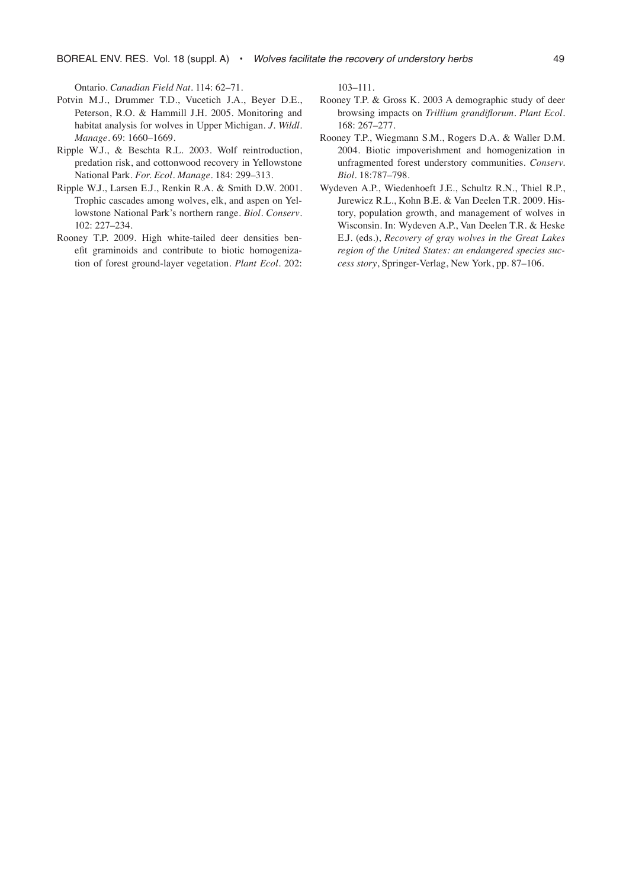Ontario. *Canadian Field Nat*. 114: 62–71.

Potvin M.J., Drummer T.D., Vucetich J.A., Beyer D.E., Peterson, R.O. & Hammill J.H. 2005. Monitoring and habitat analysis for wolves in Upper Michigan. *J. Wildl. Manage*. 69: 1660–1669.

Ripple W.J., & Beschta R.L. 2003. Wolf reintroduction, predation risk, and cottonwood recovery in Yellowstone National Park. *For. Ecol. Manage*. 184: 299–313.

Ripple W.J., Larsen E.J., Renkin R.A. & Smith D.W. 2001. Trophic cascades among wolves, elk, and aspen on Yellowstone National Park's northern range. *Biol. Conserv*. 102: 227–234.

Rooney T.P. 2009. High white-tailed deer densities benefit graminoids and contribute to biotic homogenization of forest ground-layer vegetation. *Plant Ecol*. 202: 103–111.

Rooney T.P. & Gross K. 2003 A demographic study of deer browsing impacts on *Trillium grandiflorum*. *Plant Ecol*. 168: 267–277.

Rooney T.P., Wiegmann S.M., Rogers D.A. & Waller D.M. 2004. Biotic impoverishment and homogenization in unfragmented forest understory communities. *Conserv. Biol*. 18:787–798.

Wydeven A.P., Wiedenhoeft J.E., Schultz R.N., Thiel R.P., Jurewicz R.L., Kohn B.E. & Van Deelen T.R. 2009. History, population growth, and management of wolves in Wisconsin. In: Wydeven A.P., Van Deelen T.R. & Heske E.J. (eds.), *Recovery of gray wolves in the Great Lakes region of the United States: an endangered species success story*, Springer-Verlag, New York, pp. 87–106.